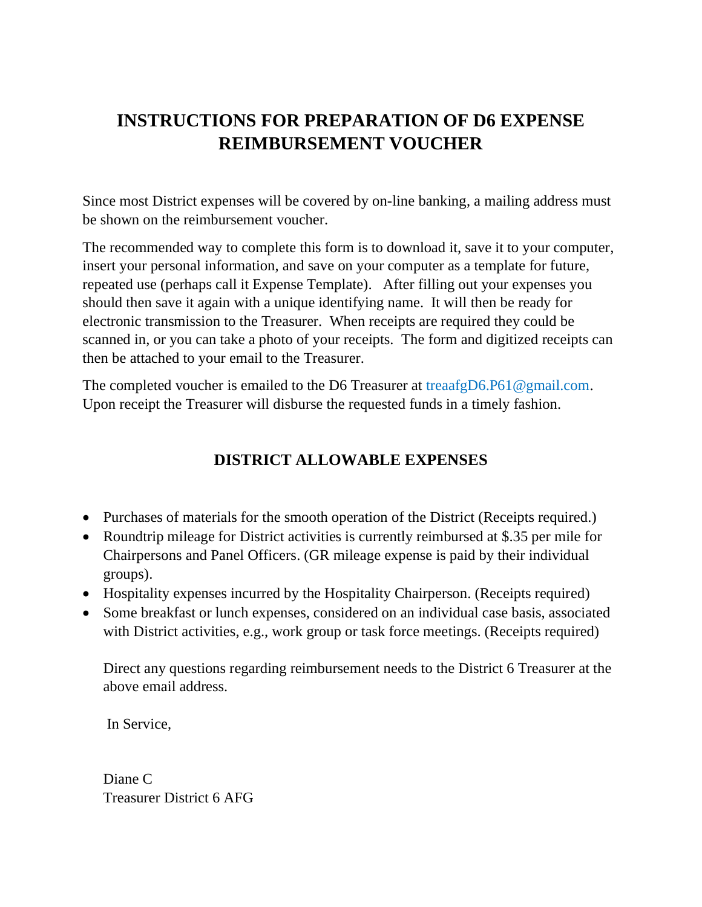# INSTRUCTIONS FOR PREPARATION OF D6 EXPENSE REIMBURSEMENT VOUCHER

Since most District expenses will be covered by on-line banking, a mailing address must be shown on the reimbursement voucher.

The recommended way to complete this form is to download it, save it to your computer, insert your personal information, and save on your computer as a template for future, repeated use (perhaps call it Expense Template). After filling out your expenses you should then save it again with a unique identifying name. It will then be ready for electronic transmission to the Treasurer. When receipts are required they could be scanned in, or you can take a photo of your receipts. The form and digitized receipts can then be attached to your email to the Treasurer.

The completed voucher is emailed to the D6 Treasurer at treaafgD6.P61@gmail.com. Upon receipt the Treasurer will disburse the requested funds in a timely fashion.

## DISTRICT ALLOWABLE EXPENSES

- Purchases of materials for the smooth operation of the District (Receipts required.)
- Roundtrip mileage for District activities is currently reimbursed at $.35 per mile for Chairpersons and Panel Officers. (GR mileage expense is paid by their individual groups).
- Hospitality expenses incurred by the Hospitality Chairperson. (Receipts required)
- Some breakfast or lunch expenses, considered on an individual case basis, associated with District activities, e.g., work group or task force meetings. (Receipts required)

Direct any questions regarding reimbursement needs to the District 6 Treasurer at the above email address.

In Service,

Diane C
Treasurer District 6 AFG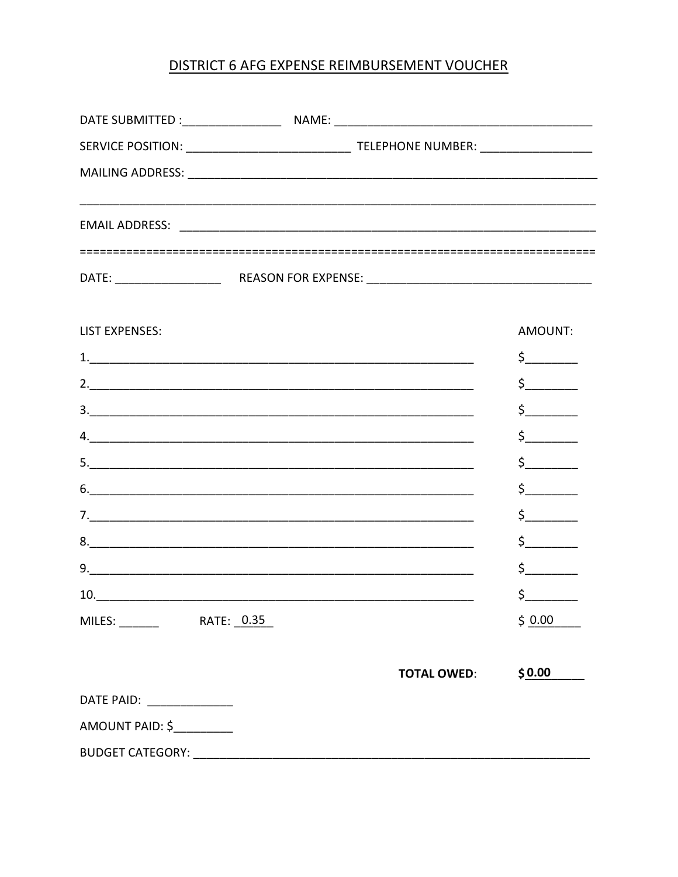# DISTRICT 6 AFG EXPENSE REIMBURSEMENT VOUCHER

DATE SUBMITTED :_______________ NAME: ________________________________________

SERVICE POSITION: _________________________ TELEPHONE NUMBER: _________________

MAILING ADDRESS: _______________________________________________________________

________________________________________________________________________________

EMAIL ADDRESS: _________________________________________________________________

==============================================================================

DATE: ________________ REASON FOR EXPENSE: __________________________________

| LIST EXPENSES: | AMOUNT: |
|---|---|
| 1.______________________________________________________________ | $________ |
| 2.______________________________________________________________ | $________ |
| 3.______________________________________________________________ | $________ |
| 4.______________________________________________________________ | $________ |
| 5.______________________________________________________________ | $________ |
| 6.______________________________________________________________ | $________ |
| 7.______________________________________________________________ | $________ |
| 8.______________________________________________________________ | $________ |
| 9.______________________________________________________________ | $________ |
| 10._____________________________________________________________ | $________ |
| MILES: ______ RATE: 0.35 | $ 0.00 |
| **TOTAL OWED**: | **$ 0.00** |

DATE PAID: _____________

AMOUNT PAID: $_________

BUDGET CATEGORY: _______________________________________________________________